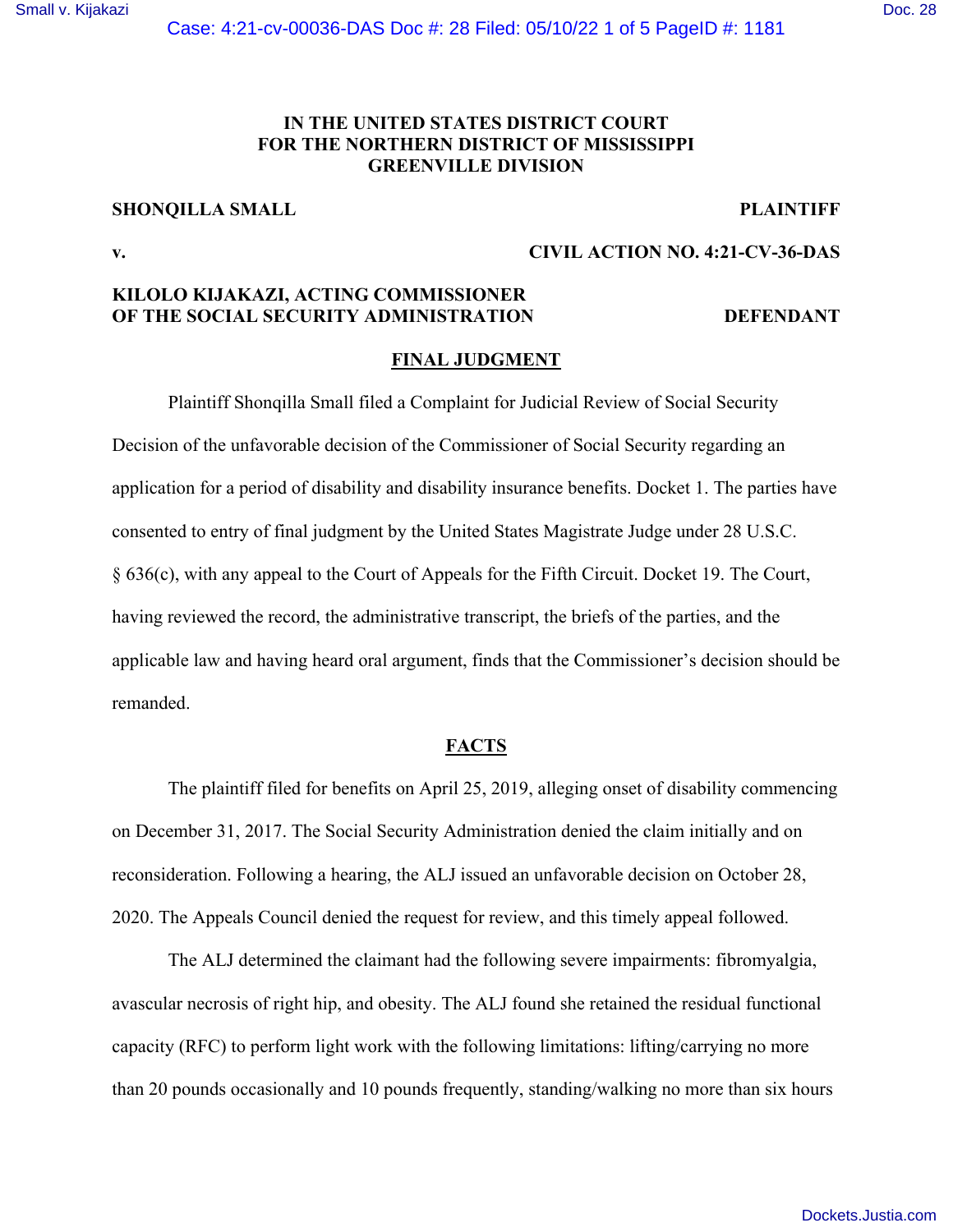**IN THE UNITED STATES DISTRICT COURT**
**FOR THE NORTHERN DISTRICT OF MISSISSIPPI**
**GREENVILLE DIVISION**

**SHONQILLA SMALL** **PLAINTIFF**

**v.** **CIVIL ACTION NO. 4:21-CV-36-DAS**

**KILOLO KIJAKAZI, ACTING COMMISSIONER OF THE SOCIAL SECURITY ADMINISTRATION** **DEFENDANT**

## FINAL JUDGMENT

Plaintiff Shonqilla Small filed a Complaint for Judicial Review of Social Security Decision of the unfavorable decision of the Commissioner of Social Security regarding an application for a period of disability and disability insurance benefits. Docket 1. The parties have consented to entry of final judgment by the United States Magistrate Judge under 28 U.S.C. § 636(c), with any appeal to the Court of Appeals for the Fifth Circuit. Docket 19. The Court, having reviewed the record, the administrative transcript, the briefs of the parties, and the applicable law and having heard oral argument, finds that the Commissioner's decision should be remanded.

## FACTS

The plaintiff filed for benefits on April 25, 2019, alleging onset of disability commencing on December 31, 2017. The Social Security Administration denied the claim initially and on reconsideration. Following a hearing, the ALJ issued an unfavorable decision on October 28, 2020. The Appeals Council denied the request for review, and this timely appeal followed.

The ALJ determined the claimant had the following severe impairments: fibromyalgia, avascular necrosis of right hip, and obesity. The ALJ found she retained the residual functional capacity (RFC) to perform light work with the following limitations: lifting/carrying no more than 20 pounds occasionally and 10 pounds frequently, standing/walking no more than six hours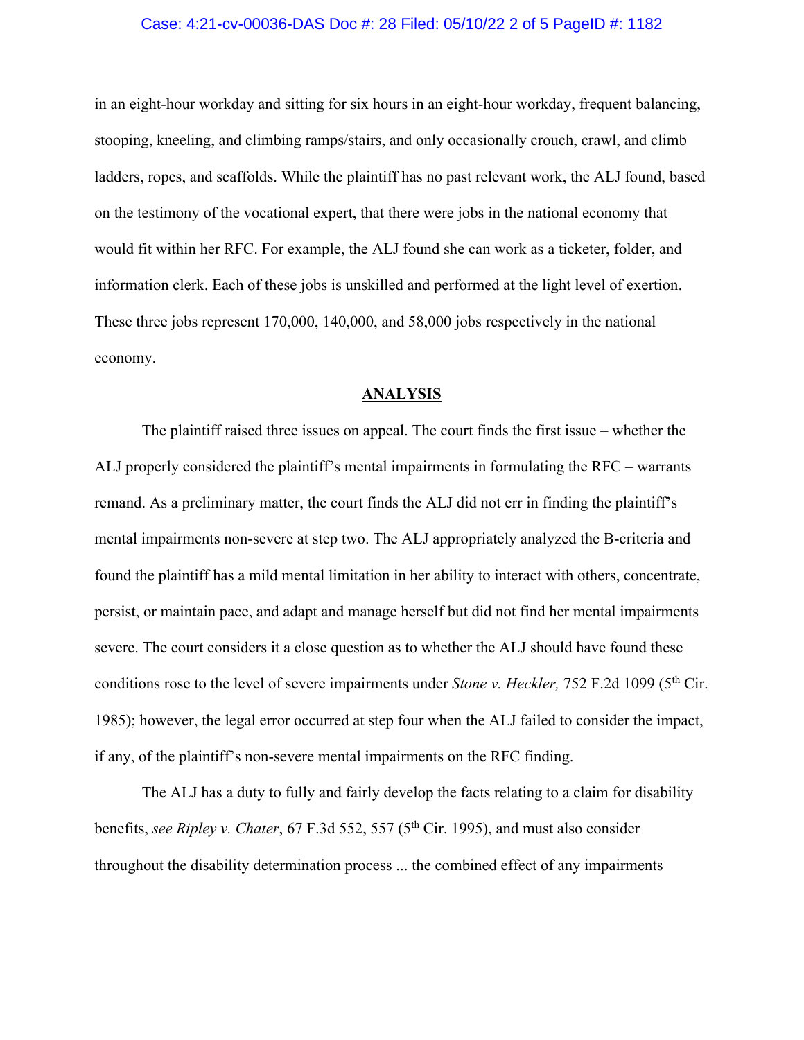in an eight-hour workday and sitting for six hours in an eight-hour workday, frequent balancing, stooping, kneeling, and climbing ramps/stairs, and only occasionally crouch, crawl, and climb ladders, ropes, and scaffolds. While the plaintiff has no past relevant work, the ALJ found, based on the testimony of the vocational expert, that there were jobs in the national economy that would fit within her RFC. For example, the ALJ found she can work as a ticketer, folder, and information clerk. Each of these jobs is unskilled and performed at the light level of exertion. These three jobs represent 170,000, 140,000, and 58,000 jobs respectively in the national economy.

## ANALYSIS

The plaintiff raised three issues on appeal. The court finds the first issue – whether the ALJ properly considered the plaintiff's mental impairments in formulating the RFC – warrants remand. As a preliminary matter, the court finds the ALJ did not err in finding the plaintiff's mental impairments non-severe at step two. The ALJ appropriately analyzed the B-criteria and found the plaintiff has a mild mental limitation in her ability to interact with others, concentrate, persist, or maintain pace, and adapt and manage herself but did not find her mental impairments severe. The court considers it a close question as to whether the ALJ should have found these conditions rose to the level of severe impairments under *Stone v. Heckler,* 752 F.2d 1099 (5th Cir. 1985); however, the legal error occurred at step four when the ALJ failed to consider the impact, if any, of the plaintiff's non-severe mental impairments on the RFC finding.

The ALJ has a duty to fully and fairly develop the facts relating to a claim for disability benefits, *see Ripley v. Chater*, 67 F.3d 552, 557 (5th Cir. 1995), and must also consider throughout the disability determination process ... the combined effect of any impairments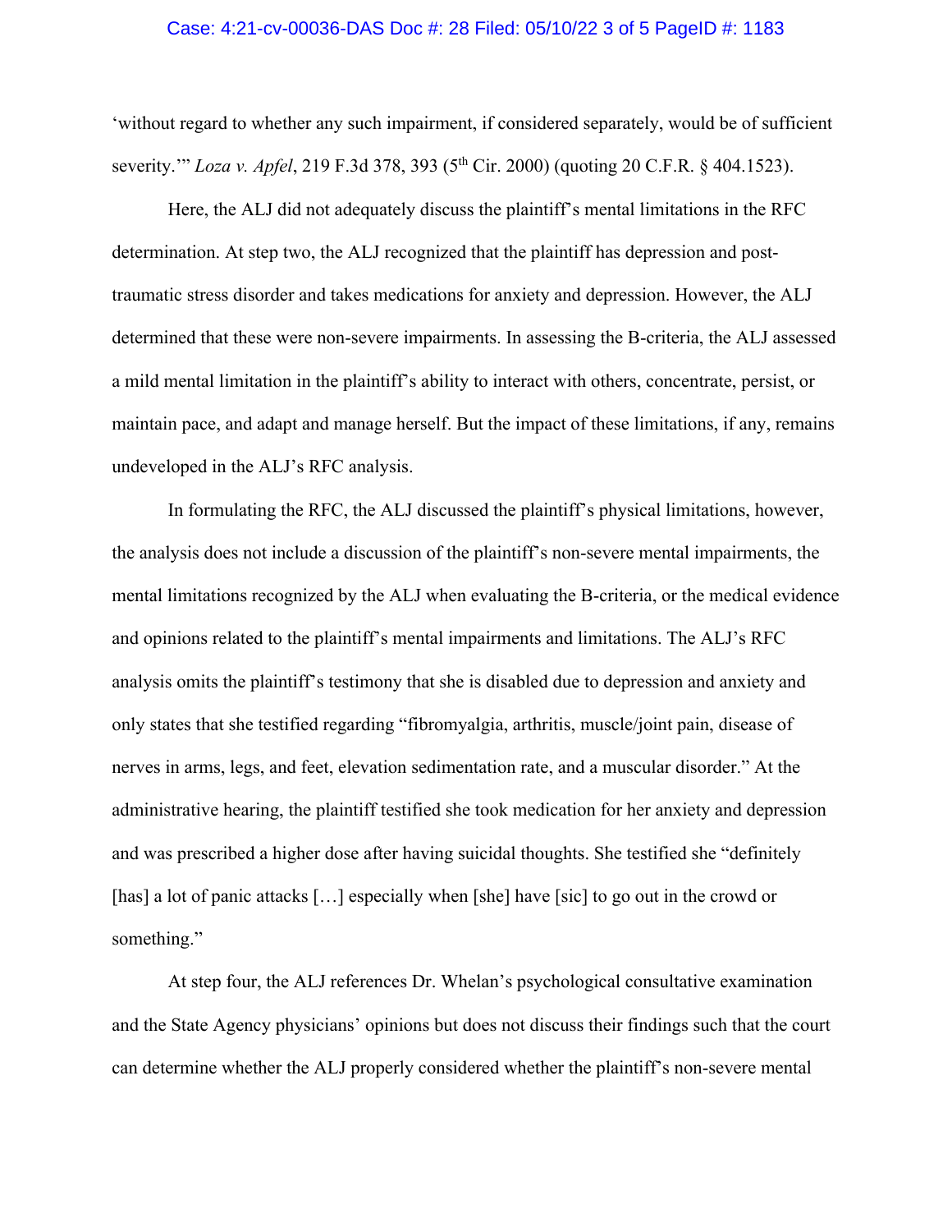'without regard to whether any such impairment, if considered separately, would be of sufficient severity.'" *Loza v. Apfel*, 219 F.3d 378, 393 (5th Cir. 2000) (quoting 20 C.F.R. § 404.1523).

Here, the ALJ did not adequately discuss the plaintiff's mental limitations in the RFC determination. At step two, the ALJ recognized that the plaintiff has depression and post-traumatic stress disorder and takes medications for anxiety and depression. However, the ALJ determined that these were non-severe impairments. In assessing the B-criteria, the ALJ assessed a mild mental limitation in the plaintiff's ability to interact with others, concentrate, persist, or maintain pace, and adapt and manage herself. But the impact of these limitations, if any, remains undeveloped in the ALJ's RFC analysis.

In formulating the RFC, the ALJ discussed the plaintiff's physical limitations, however, the analysis does not include a discussion of the plaintiff's non-severe mental impairments, the mental limitations recognized by the ALJ when evaluating the B-criteria, or the medical evidence and opinions related to the plaintiff's mental impairments and limitations. The ALJ's RFC analysis omits the plaintiff's testimony that she is disabled due to depression and anxiety and only states that she testified regarding "fibromyalgia, arthritis, muscle/joint pain, disease of nerves in arms, legs, and feet, elevation sedimentation rate, and a muscular disorder." At the administrative hearing, the plaintiff testified she took medication for her anxiety and depression and was prescribed a higher dose after having suicidal thoughts. She testified she "definitely [has] a lot of panic attacks […] especially when [she] have [sic] to go out in the crowd or something."

At step four, the ALJ references Dr. Whelan's psychological consultative examination and the State Agency physicians' opinions but does not discuss their findings such that the court can determine whether the ALJ properly considered whether the plaintiff's non-severe mental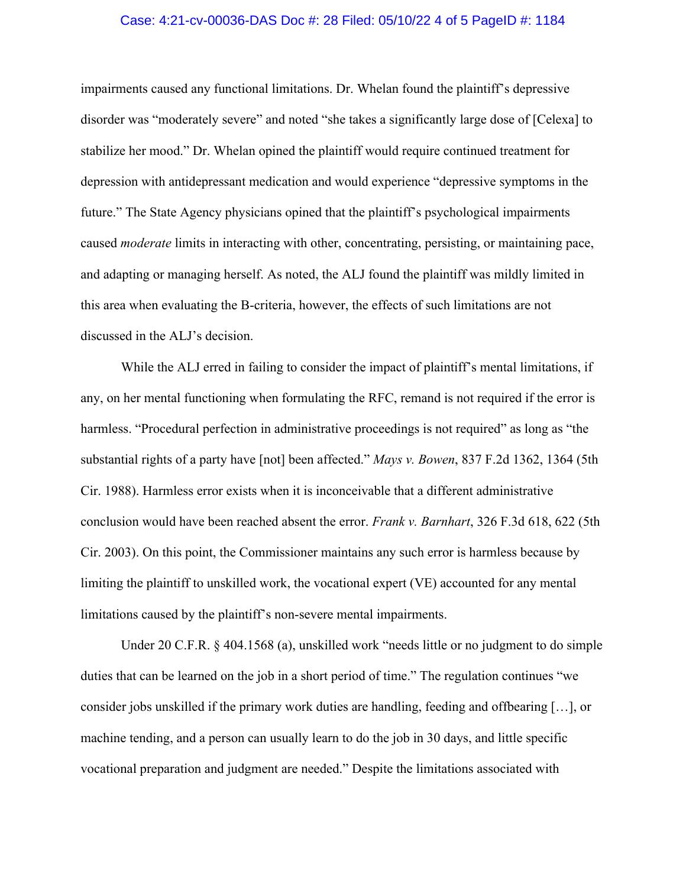impairments caused any functional limitations. Dr. Whelan found the plaintiff's depressive disorder was "moderately severe" and noted "she takes a significantly large dose of [Celexa] to stabilize her mood." Dr. Whelan opined the plaintiff would require continued treatment for depression with antidepressant medication and would experience "depressive symptoms in the future." The State Agency physicians opined that the plaintiff's psychological impairments caused *moderate* limits in interacting with other, concentrating, persisting, or maintaining pace, and adapting or managing herself. As noted, the ALJ found the plaintiff was mildly limited in this area when evaluating the B-criteria, however, the effects of such limitations are not discussed in the ALJ's decision.

While the ALJ erred in failing to consider the impact of plaintiff's mental limitations, if any, on her mental functioning when formulating the RFC, remand is not required if the error is harmless. "Procedural perfection in administrative proceedings is not required" as long as "the substantial rights of a party have [not] been affected." *Mays v. Bowen*, 837 F.2d 1362, 1364 (5th Cir. 1988). Harmless error exists when it is inconceivable that a different administrative conclusion would have been reached absent the error. *Frank v. Barnhart*, 326 F.3d 618, 622 (5th Cir. 2003). On this point, the Commissioner maintains any such error is harmless because by limiting the plaintiff to unskilled work, the vocational expert (VE) accounted for any mental limitations caused by the plaintiff's non-severe mental impairments.

Under 20 C.F.R. § 404.1568 (a), unskilled work "needs little or no judgment to do simple duties that can be learned on the job in a short period of time." The regulation continues "we consider jobs unskilled if the primary work duties are handling, feeding and offbearing […], or machine tending, and a person can usually learn to do the job in 30 days, and little specific vocational preparation and judgment are needed." Despite the limitations associated with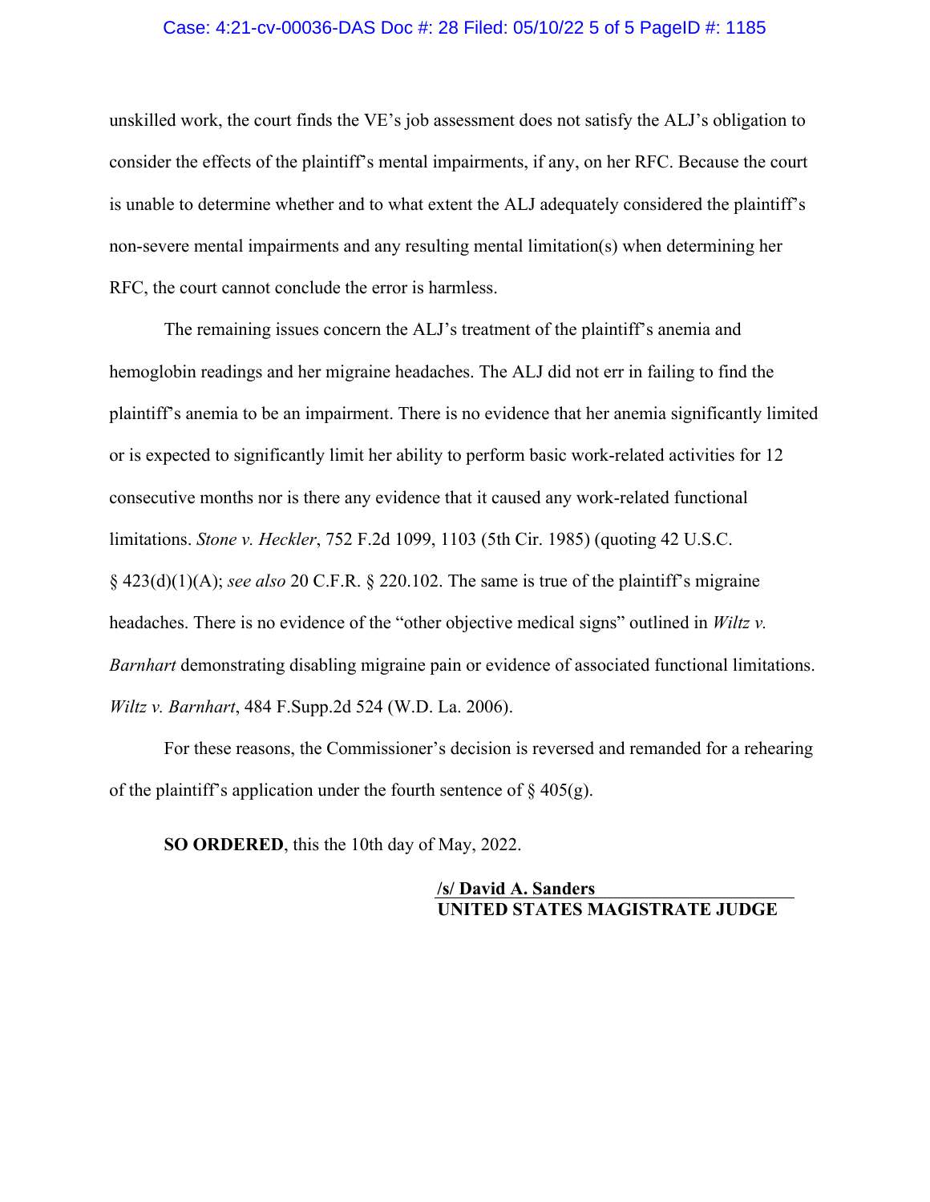unskilled work, the court finds the VE's job assessment does not satisfy the ALJ's obligation to consider the effects of the plaintiff's mental impairments, if any, on her RFC. Because the court is unable to determine whether and to what extent the ALJ adequately considered the plaintiff's non-severe mental impairments and any resulting mental limitation(s) when determining her RFC, the court cannot conclude the error is harmless.

The remaining issues concern the ALJ's treatment of the plaintiff's anemia and hemoglobin readings and her migraine headaches. The ALJ did not err in failing to find the plaintiff's anemia to be an impairment. There is no evidence that her anemia significantly limited or is expected to significantly limit her ability to perform basic work-related activities for 12 consecutive months nor is there any evidence that it caused any work-related functional limitations. *Stone v. Heckler*, 752 F.2d 1099, 1103 (5th Cir. 1985) (quoting 42 U.S.C. § 423(d)(1)(A); *see also* 20 C.F.R. § 220.102. The same is true of the plaintiff's migraine headaches. There is no evidence of the "other objective medical signs" outlined in *Wiltz v. Barnhart* demonstrating disabling migraine pain or evidence of associated functional limitations. *Wiltz v. Barnhart*, 484 F.Supp.2d 524 (W.D. La. 2006).

For these reasons, the Commissioner's decision is reversed and remanded for a rehearing of the plaintiff's application under the fourth sentence of § 405(g).

**SO ORDERED**, this the 10th day of May, 2022.

**/s/ David A. Sanders**
**UNITED STATES MAGISTRATE JUDGE**